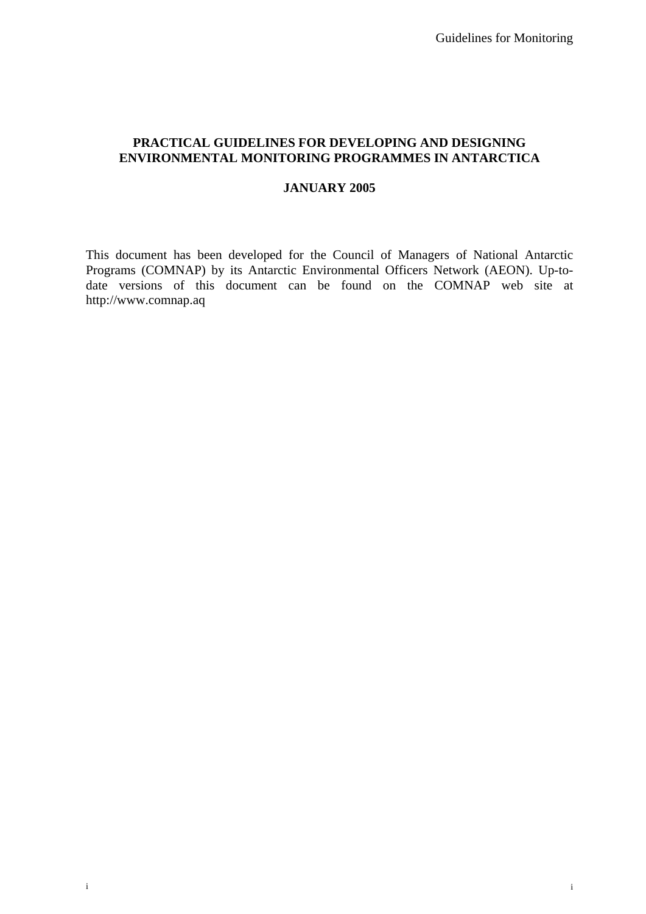# PRACTICAL GUIDELINES FOR DEVELOPING AND DESIGNING ENVIRONMENTAL MONITORING PROGRAMMES IN ANTARCTICA

**JANUARY 2005**

This document has been developed for the Council of Managers of National Antarctic Programs (COMNAP) by its Antarctic Environmental Officers Network (AEON). Up-to-date versions of this document can be found on the COMNAP web site at http://www.comnap.aq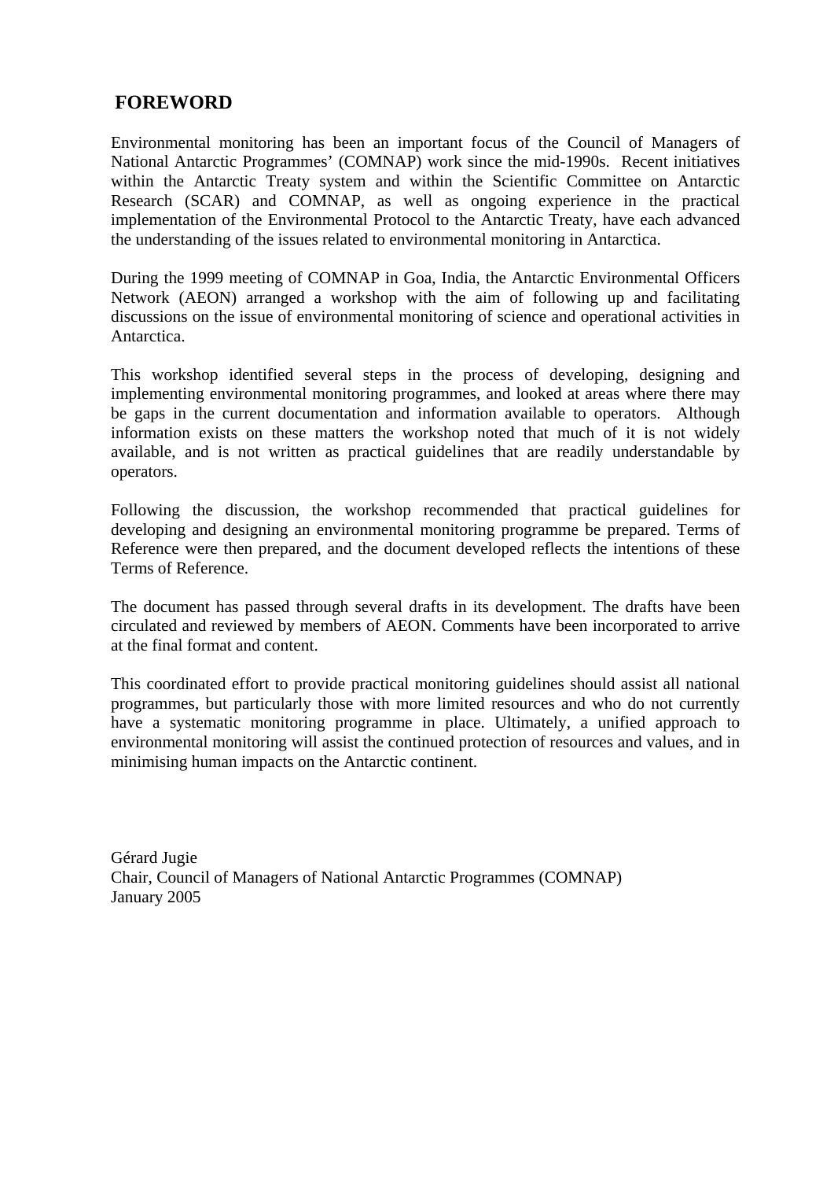## FOREWORD

Environmental monitoring has been an important focus of the Council of Managers of National Antarctic Programmes' (COMNAP) work since the mid-1990s. Recent initiatives within the Antarctic Treaty system and within the Scientific Committee on Antarctic Research (SCAR) and COMNAP, as well as ongoing experience in the practical implementation of the Environmental Protocol to the Antarctic Treaty, have each advanced the understanding of the issues related to environmental monitoring in Antarctica.

During the 1999 meeting of COMNAP in Goa, India, the Antarctic Environmental Officers Network (AEON) arranged a workshop with the aim of following up and facilitating discussions on the issue of environmental monitoring of science and operational activities in Antarctica.

This workshop identified several steps in the process of developing, designing and implementing environmental monitoring programmes, and looked at areas where there may be gaps in the current documentation and information available to operators. Although information exists on these matters the workshop noted that much of it is not widely available, and is not written as practical guidelines that are readily understandable by operators.

Following the discussion, the workshop recommended that practical guidelines for developing and designing an environmental monitoring programme be prepared. Terms of Reference were then prepared, and the document developed reflects the intentions of these Terms of Reference.

The document has passed through several drafts in its development. The drafts have been circulated and reviewed by members of AEON. Comments have been incorporated to arrive at the final format and content.

This coordinated effort to provide practical monitoring guidelines should assist all national programmes, but particularly those with more limited resources and who do not currently have a systematic monitoring programme in place. Ultimately, a unified approach to environmental monitoring will assist the continued protection of resources and values, and in minimising human impacts on the Antarctic continent.

Gérard Jugie
Chair, Council of Managers of National Antarctic Programmes (COMNAP)
January 2005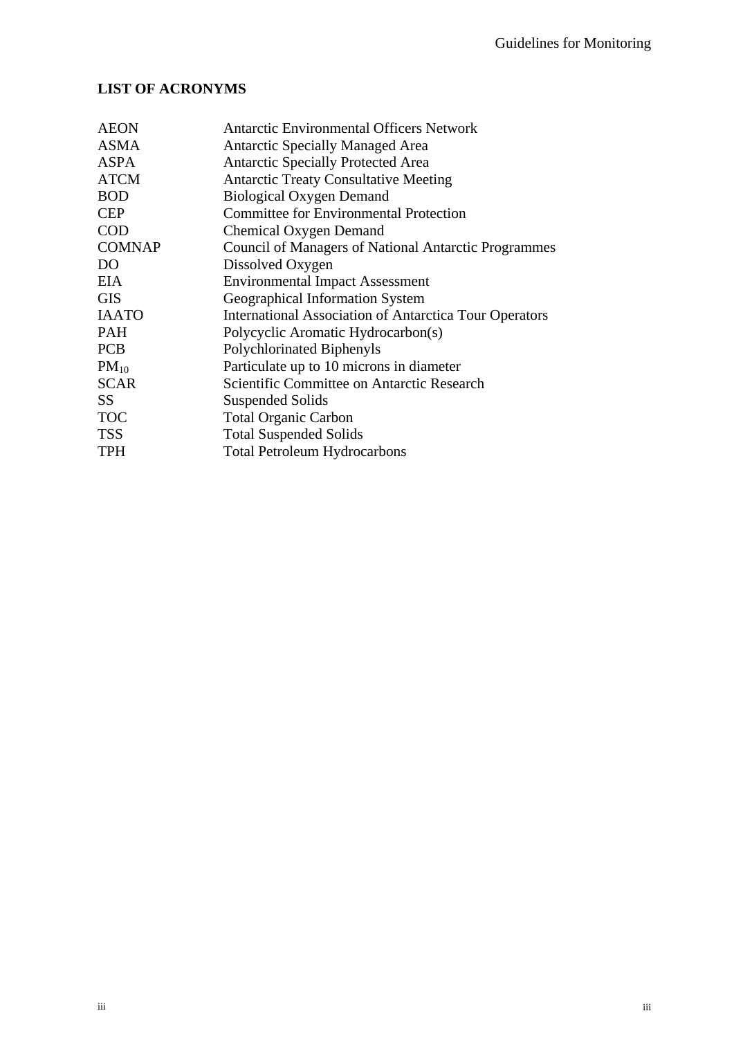## LIST OF ACRONYMS

| | |
|---|---|
| AEON | Antarctic Environmental Officers Network |
| ASMA | Antarctic Specially Managed Area |
| ASPA | Antarctic Specially Protected Area |
| ATCM | Antarctic Treaty Consultative Meeting |
| BOD | Biological Oxygen Demand |
| CEP | Committee for Environmental Protection |
| COD | Chemical Oxygen Demand |
| COMNAP | Council of Managers of National Antarctic Programmes |
| DO | Dissolved Oxygen |
| EIA | Environmental Impact Assessment |
| GIS | Geographical Information System |
| IAATO | International Association of Antarctica Tour Operators |
| PAH | Polycyclic Aromatic Hydrocarbon(s) |
| PCB | Polychlorinated Biphenyls |
| $PM_{10}$ | Particulate up to 10 microns in diameter |
| SCAR | Scientific Committee on Antarctic Research |
| SS | Suspended Solids |
| TOC | Total Organic Carbon |
| TSS | Total Suspended Solids |
| TPH | Total Petroleum Hydrocarbons |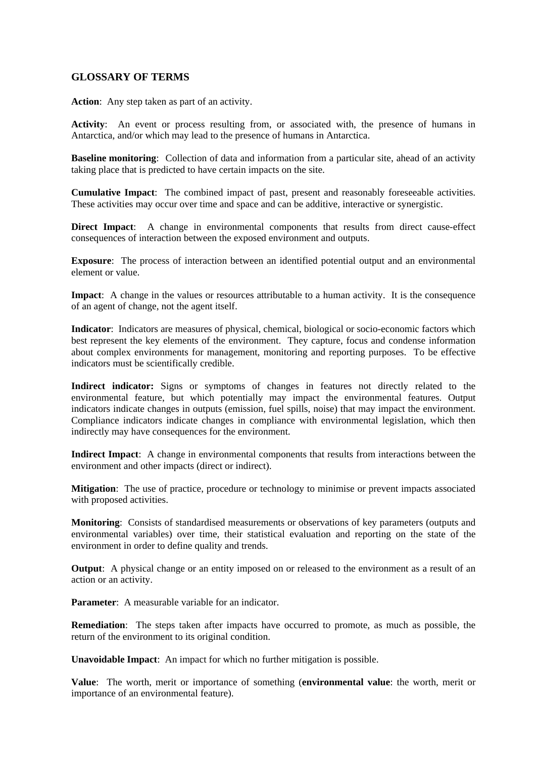## GLOSSARY OF TERMS

**Action**: Any step taken as part of an activity.

**Activity**: An event or process resulting from, or associated with, the presence of humans in Antarctica, and/or which may lead to the presence of humans in Antarctica.

**Baseline monitoring**: Collection of data and information from a particular site, ahead of an activity taking place that is predicted to have certain impacts on the site.

**Cumulative Impact**: The combined impact of past, present and reasonably foreseeable activities. These activities may occur over time and space and can be additive, interactive or synergistic.

**Direct Impact**: A change in environmental components that results from direct cause-effect consequences of interaction between the exposed environment and outputs.

**Exposure**: The process of interaction between an identified potential output and an environmental element or value.

**Impact**: A change in the values or resources attributable to a human activity. It is the consequence of an agent of change, not the agent itself.

**Indicator**: Indicators are measures of physical, chemical, biological or socio-economic factors which best represent the key elements of the environment. They capture, focus and condense information about complex environments for management, monitoring and reporting purposes. To be effective indicators must be scientifically credible.

**Indirect indicator:** Signs or symptoms of changes in features not directly related to the environmental feature, but which potentially may impact the environmental features. Output indicators indicate changes in outputs (emission, fuel spills, noise) that may impact the environment. Compliance indicators indicate changes in compliance with environmental legislation, which then indirectly may have consequences for the environment.

**Indirect Impact**: A change in environmental components that results from interactions between the environment and other impacts (direct or indirect).

**Mitigation**: The use of practice, procedure or technology to minimise or prevent impacts associated with proposed activities.

**Monitoring**: Consists of standardised measurements or observations of key parameters (outputs and environmental variables) over time, their statistical evaluation and reporting on the state of the environment in order to define quality and trends.

**Output**: A physical change or an entity imposed on or released to the environment as a result of an action or an activity.

**Parameter**: A measurable variable for an indicator.

**Remediation**: The steps taken after impacts have occurred to promote, as much as possible, the return of the environment to its original condition.

**Unavoidable Impact**: An impact for which no further mitigation is possible.

**Value**: The worth, merit or importance of something (**environmental value**: the worth, merit or importance of an environmental feature).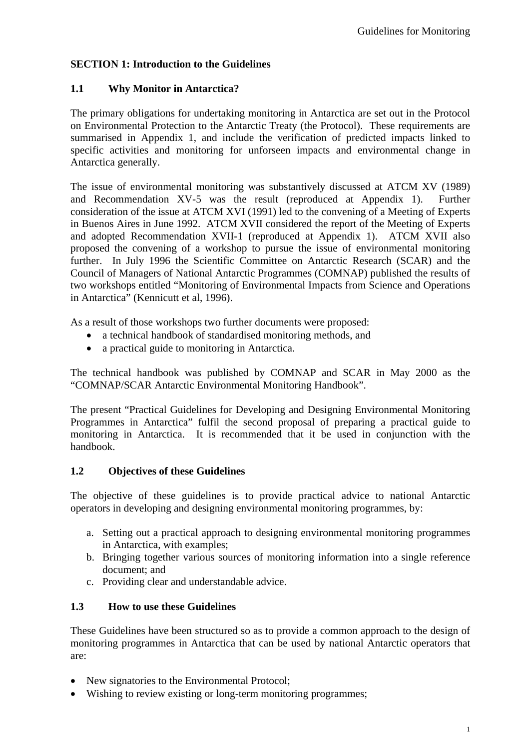## SECTION 1: Introduction to the Guidelines

### 1.1 Why Monitor in Antarctica?

The primary obligations for undertaking monitoring in Antarctica are set out in the Protocol on Environmental Protection to the Antarctic Treaty (the Protocol). These requirements are summarised in Appendix 1, and include the verification of predicted impacts linked to specific activities and monitoring for unforseen impacts and environmental change in Antarctica generally.

The issue of environmental monitoring was substantively discussed at ATCM XV (1989) and Recommendation XV-5 was the result (reproduced at Appendix 1). Further consideration of the issue at ATCM XVI (1991) led to the convening of a Meeting of Experts in Buenos Aires in June 1992. ATCM XVII considered the report of the Meeting of Experts and adopted Recommendation XVII-1 (reproduced at Appendix 1). ATCM XVII also proposed the convening of a workshop to pursue the issue of environmental monitoring further. In July 1996 the Scientific Committee on Antarctic Research (SCAR) and the Council of Managers of National Antarctic Programmes (COMNAP) published the results of two workshops entitled "Monitoring of Environmental Impacts from Science and Operations in Antarctica" (Kennicutt et al, 1996).

As a result of those workshops two further documents were proposed:

- a technical handbook of standardised monitoring methods, and
- a practical guide to monitoring in Antarctica.

The technical handbook was published by COMNAP and SCAR in May 2000 as the "COMNAP/SCAR Antarctic Environmental Monitoring Handbook".

The present "Practical Guidelines for Developing and Designing Environmental Monitoring Programmes in Antarctica" fulfil the second proposal of preparing a practical guide to monitoring in Antarctica. It is recommended that it be used in conjunction with the handbook.

### 1.2 Objectives of these Guidelines

The objective of these guidelines is to provide practical advice to national Antarctic operators in developing and designing environmental monitoring programmes, by:

a. Setting out a practical approach to designing environmental monitoring programmes in Antarctica, with examples;
b. Bringing together various sources of monitoring information into a single reference document; and
c. Providing clear and understandable advice.

### 1.3 How to use these Guidelines

These Guidelines have been structured so as to provide a common approach to the design of monitoring programmes in Antarctica that can be used by national Antarctic operators that are:

- New signatories to the Environmental Protocol;
- Wishing to review existing or long-term monitoring programmes;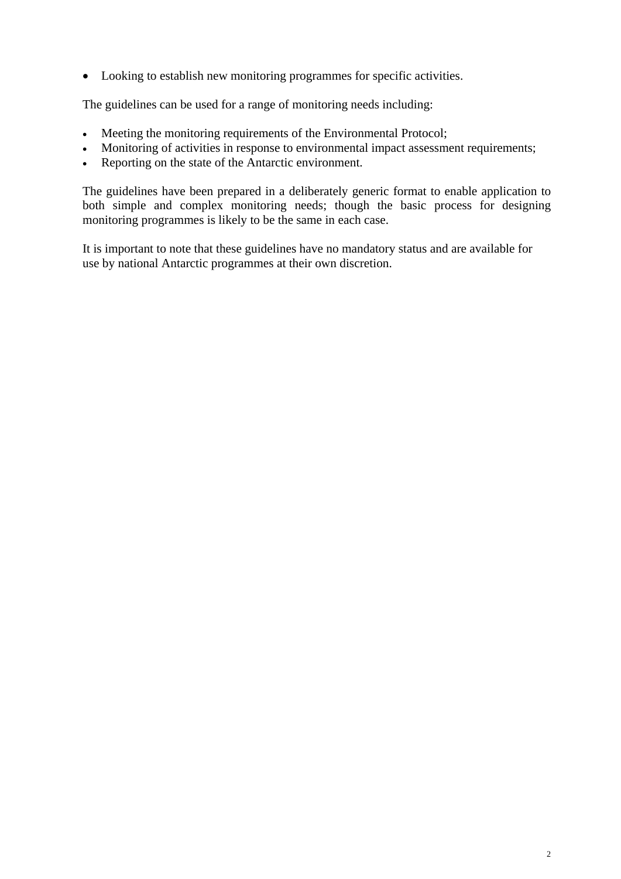- Looking to establish new monitoring programmes for specific activities.

The guidelines can be used for a range of monitoring needs including:

- Meeting the monitoring requirements of the Environmental Protocol;
- Monitoring of activities in response to environmental impact assessment requirements;
- Reporting on the state of the Antarctic environment.

The guidelines have been prepared in a deliberately generic format to enable application to both simple and complex monitoring needs; though the basic process for designing monitoring programmes is likely to be the same in each case.

It is important to note that these guidelines have no mandatory status and are available for use by national Antarctic programmes at their own discretion.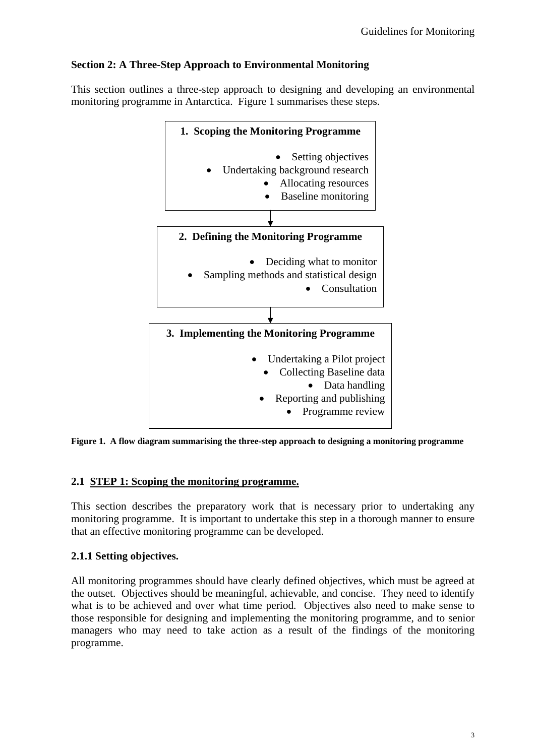## Section 2: A Three-Step Approach to Environmental Monitoring

This section outlines a three-step approach to designing and developing an environmental monitoring programme in Antarctica. Figure 1 summarises these steps.

**1. Scoping the Monitoring Programme**

- Setting objectives
- Undertaking background research
- Allocating resources
- Baseline monitoring

↓

**2. Defining the Monitoring Programme**

- Deciding what to monitor
- Sampling methods and statistical design
- Consultation

↓

**3. Implementing the Monitoring Programme**

- Undertaking a Pilot project
- Collecting Baseline data
- Data handling
- Reporting and publishing
- Programme review

**Figure 1. A flow diagram summarising the three-step approach to designing a monitoring programme**

### 2.1 STEP 1: Scoping the monitoring programme.

This section describes the preparatory work that is necessary prior to undertaking any monitoring programme. It is important to undertake this step in a thorough manner to ensure that an effective monitoring programme can be developed.

#### 2.1.1 Setting objectives.

All monitoring programmes should have clearly defined objectives, which must be agreed at the outset. Objectives should be meaningful, achievable, and concise. They need to identify what is to be achieved and over what time period. Objectives also need to make sense to those responsible for designing and implementing the monitoring programme, and to senior managers who may need to take action as a result of the findings of the monitoring programme.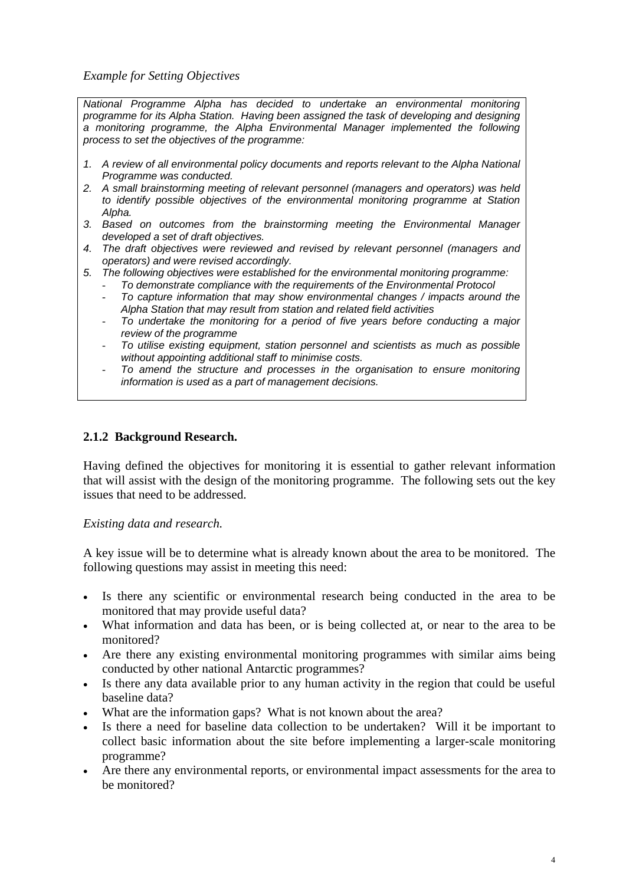*Example for Setting Objectives*

*National Programme Alpha has decided to undertake an environmental monitoring programme for its Alpha Station. Having been assigned the task of developing and designing a monitoring programme, the Alpha Environmental Manager implemented the following process to set the objectives of the programme:*

1. *A review of all environmental policy documents and reports relevant to the Alpha National Programme was conducted.*
2. *A small brainstorming meeting of relevant personnel (managers and operators) was held to identify possible objectives of the environmental monitoring programme at Station Alpha.*
3. *Based on outcomes from the brainstorming meeting the Environmental Manager developed a set of draft objectives.*
4. *The draft objectives were reviewed and revised by relevant personnel (managers and operators) and were revised accordingly.*
5. *The following objectives were established for the environmental monitoring programme:*
   - *To demonstrate compliance with the requirements of the Environmental Protocol*
   - *To capture information that may show environmental changes / impacts around the Alpha Station that may result from station and related field activities*
   - *To undertake the monitoring for a period of five years before conducting a major review of the programme*
   - *To utilise existing equipment, station personnel and scientists as much as possible without appointing additional staff to minimise costs.*
   - *To amend the structure and processes in the organisation to ensure monitoring information is used as a part of management decisions.*

### 2.1.2 Background Research.

Having defined the objectives for monitoring it is essential to gather relevant information that will assist with the design of the monitoring programme. The following sets out the key issues that need to be addressed.

*Existing data and research.*

A key issue will be to determine what is already known about the area to be monitored. The following questions may assist in meeting this need:

- Is there any scientific or environmental research being conducted in the area to be monitored that may provide useful data?
- What information and data has been, or is being collected at, or near to the area to be monitored?
- Are there any existing environmental monitoring programmes with similar aims being conducted by other national Antarctic programmes?
- Is there any data available prior to any human activity in the region that could be useful baseline data?
- What are the information gaps? What is not known about the area?
- Is there a need for baseline data collection to be undertaken? Will it be important to collect basic information about the site before implementing a larger-scale monitoring programme?
- Are there any environmental reports, or environmental impact assessments for the area to be monitored?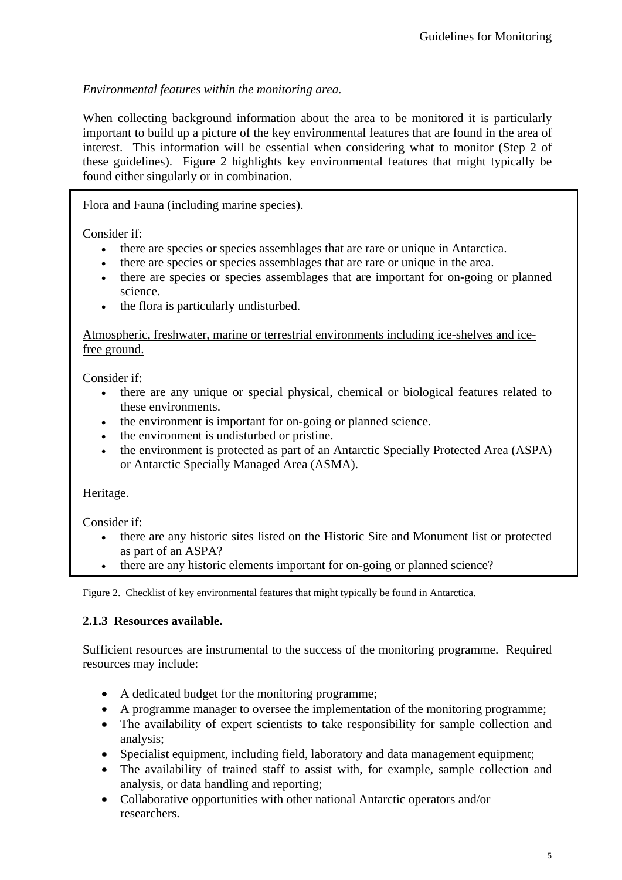*Environmental features within the monitoring area.*

When collecting background information about the area to be monitored it is particularly important to build up a picture of the key environmental features that are found in the area of interest. This information will be essential when considering what to monitor (Step 2 of these guidelines). Figure 2 highlights key environmental features that might typically be found either singularly or in combination.

<u>Flora and Fauna (including marine species).</u>

Consider if:

- there are species or species assemblages that are rare or unique in Antarctica.
- there are species or species assemblages that are rare or unique in the area.
- there are species or species assemblages that are important for on-going or planned science.
- the flora is particularly undisturbed.

<u>Atmospheric, freshwater, marine or terrestrial environments including ice-shelves and ice-free ground.</u>

Consider if:

- there are any unique or special physical, chemical or biological features related to these environments.
- the environment is important for on-going or planned science.
- the environment is undisturbed or pristine.
- the environment is protected as part of an Antarctic Specially Protected Area (ASPA) or Antarctic Specially Managed Area (ASMA).

<u>Heritage</u>.

Consider if:

- there are any historic sites listed on the Historic Site and Monument list or protected as part of an ASPA?
- there are any historic elements important for on-going or planned science?

Figure 2. Checklist of key environmental features that might typically be found in Antarctica.

### 2.1.3 Resources available.

Sufficient resources are instrumental to the success of the monitoring programme. Required resources may include:

- A dedicated budget for the monitoring programme;
- A programme manager to oversee the implementation of the monitoring programme;
- The availability of expert scientists to take responsibility for sample collection and analysis;
- Specialist equipment, including field, laboratory and data management equipment;
- The availability of trained staff to assist with, for example, sample collection and analysis, or data handling and reporting;
- Collaborative opportunities with other national Antarctic operators and/or researchers.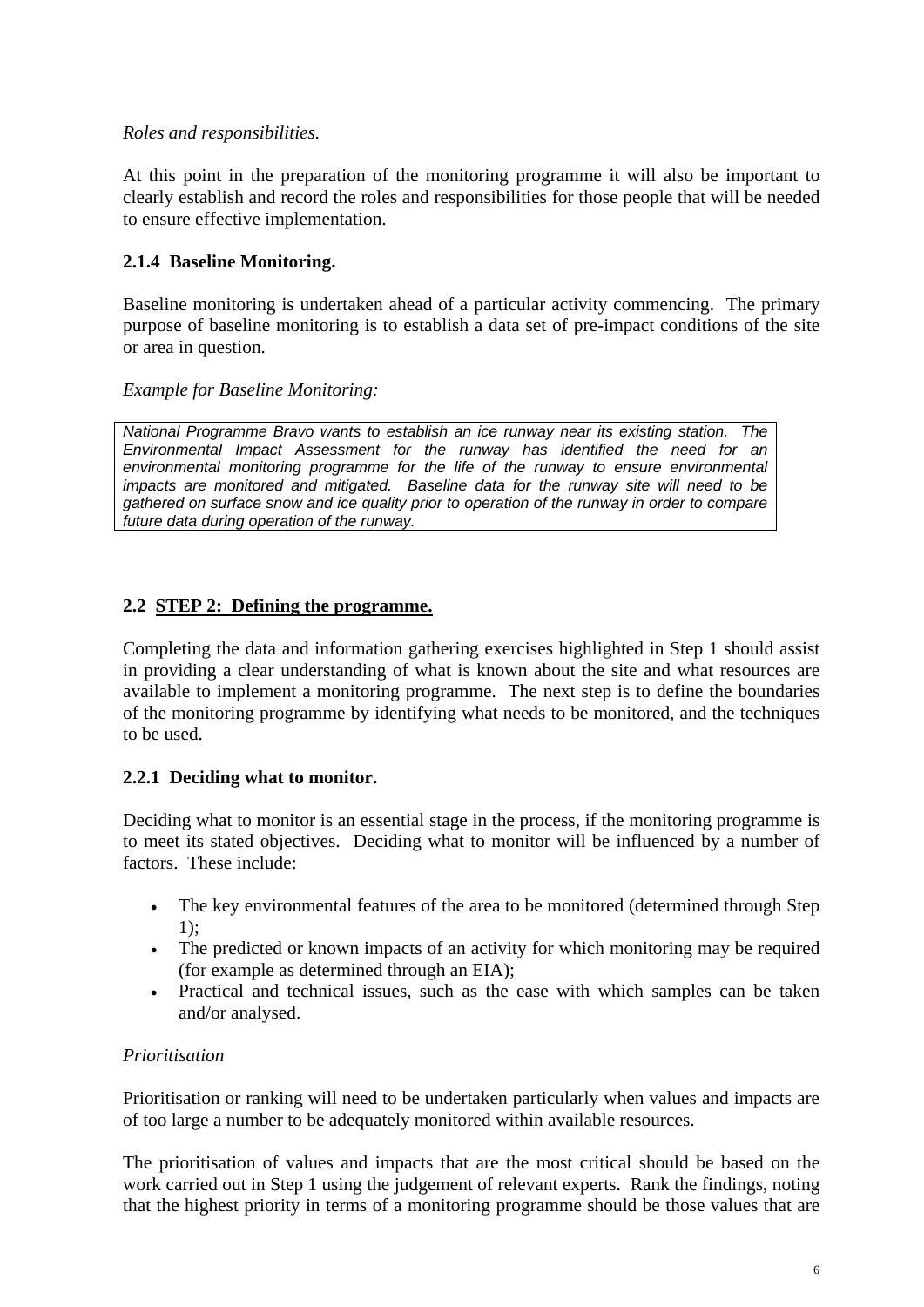*Roles and responsibilities.*

At this point in the preparation of the monitoring programme it will also be important to clearly establish and record the roles and responsibilities for those people that will be needed to ensure effective implementation.

### 2.1.4 Baseline Monitoring.

Baseline monitoring is undertaken ahead of a particular activity commencing. The primary purpose of baseline monitoring is to establish a data set of pre-impact conditions of the site or area in question.

*Example for Baseline Monitoring:*

> *National Programme Bravo wants to establish an ice runway near its existing station. The Environmental Impact Assessment for the runway has identified the need for an environmental monitoring programme for the life of the runway to ensure environmental impacts are monitored and mitigated. Baseline data for the runway site will need to be gathered on surface snow and ice quality prior to operation of the runway in order to compare future data during operation of the runway.*

## 2.2 STEP 2: Defining the programme.

Completing the data and information gathering exercises highlighted in Step 1 should assist in providing a clear understanding of what is known about the site and what resources are available to implement a monitoring programme. The next step is to define the boundaries of the monitoring programme by identifying what needs to be monitored, and the techniques to be used.

### 2.2.1 Deciding what to monitor.

Deciding what to monitor is an essential stage in the process, if the monitoring programme is to meet its stated objectives. Deciding what to monitor will be influenced by a number of factors. These include:

- The key environmental features of the area to be monitored (determined through Step 1);
- The predicted or known impacts of an activity for which monitoring may be required (for example as determined through an EIA);
- Practical and technical issues, such as the ease with which samples can be taken and/or analysed.

*Prioritisation*

Prioritisation or ranking will need to be undertaken particularly when values and impacts are of too large a number to be adequately monitored within available resources.

The prioritisation of values and impacts that are the most critical should be based on the work carried out in Step 1 using the judgement of relevant experts. Rank the findings, noting that the highest priority in terms of a monitoring programme should be those values that are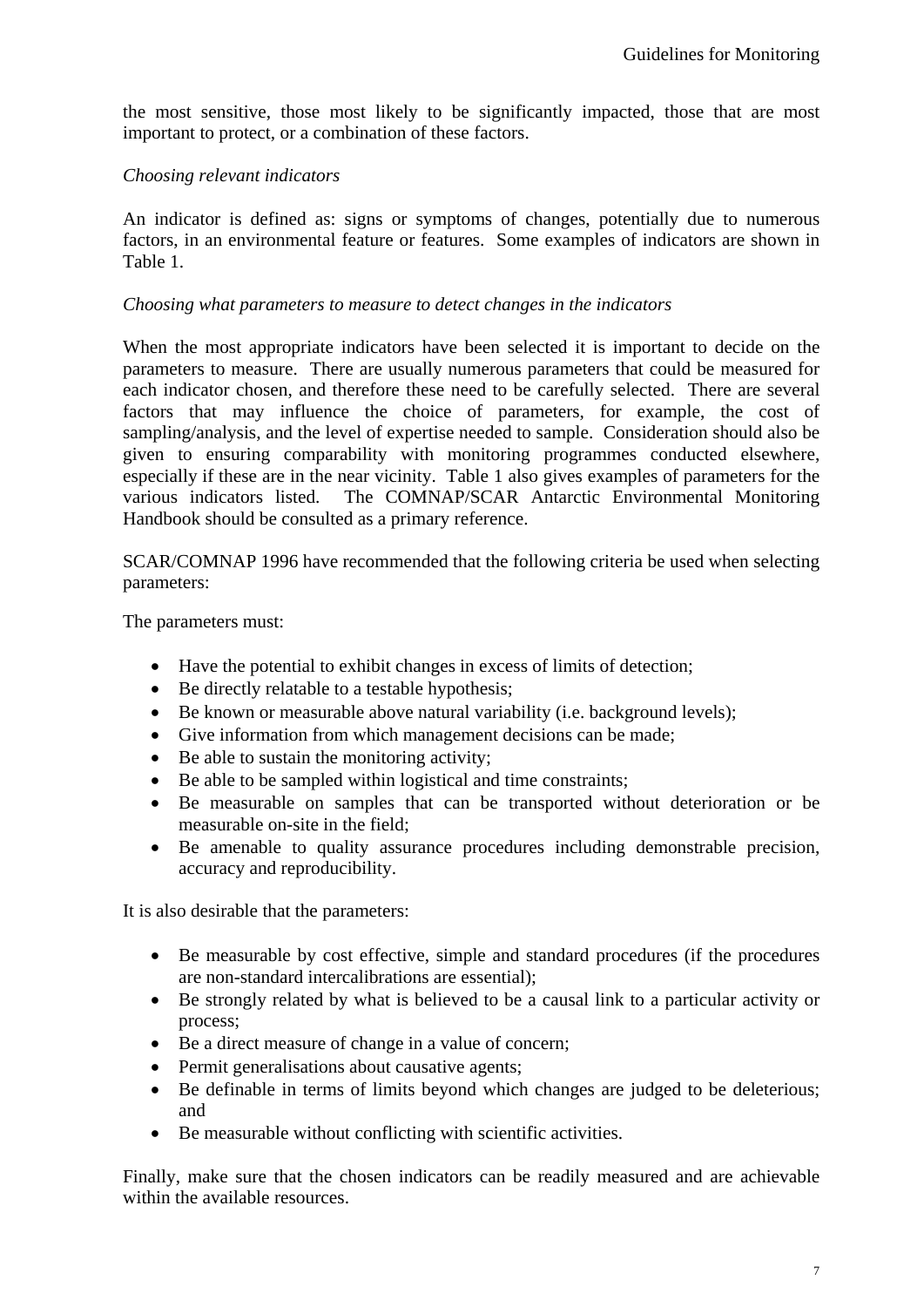the most sensitive, those most likely to be significantly impacted, those that are most important to protect, or a combination of these factors.

*Choosing relevant indicators*

An indicator is defined as: signs or symptoms of changes, potentially due to numerous factors, in an environmental feature or features. Some examples of indicators are shown in Table 1.

*Choosing what parameters to measure to detect changes in the indicators*

When the most appropriate indicators have been selected it is important to decide on the parameters to measure. There are usually numerous parameters that could be measured for each indicator chosen, and therefore these need to be carefully selected. There are several factors that may influence the choice of parameters, for example, the cost of sampling/analysis, and the level of expertise needed to sample. Consideration should also be given to ensuring comparability with monitoring programmes conducted elsewhere, especially if these are in the near vicinity. Table 1 also gives examples of parameters for the various indicators listed. The COMNAP/SCAR Antarctic Environmental Monitoring Handbook should be consulted as a primary reference.

SCAR/COMNAP 1996 have recommended that the following criteria be used when selecting parameters:

The parameters must:

- Have the potential to exhibit changes in excess of limits of detection;
- Be directly relatable to a testable hypothesis;
- Be known or measurable above natural variability (i.e. background levels);
- Give information from which management decisions can be made;
- Be able to sustain the monitoring activity;
- Be able to be sampled within logistical and time constraints;
- Be measurable on samples that can be transported without deterioration or be measurable on-site in the field;
- Be amenable to quality assurance procedures including demonstrable precision, accuracy and reproducibility.

It is also desirable that the parameters:

- Be measurable by cost effective, simple and standard procedures (if the procedures are non-standard intercalibrations are essential);
- Be strongly related by what is believed to be a causal link to a particular activity or process;
- Be a direct measure of change in a value of concern;
- Permit generalisations about causative agents;
- Be definable in terms of limits beyond which changes are judged to be deleterious; and
- Be measurable without conflicting with scientific activities.

Finally, make sure that the chosen indicators can be readily measured and are achievable within the available resources.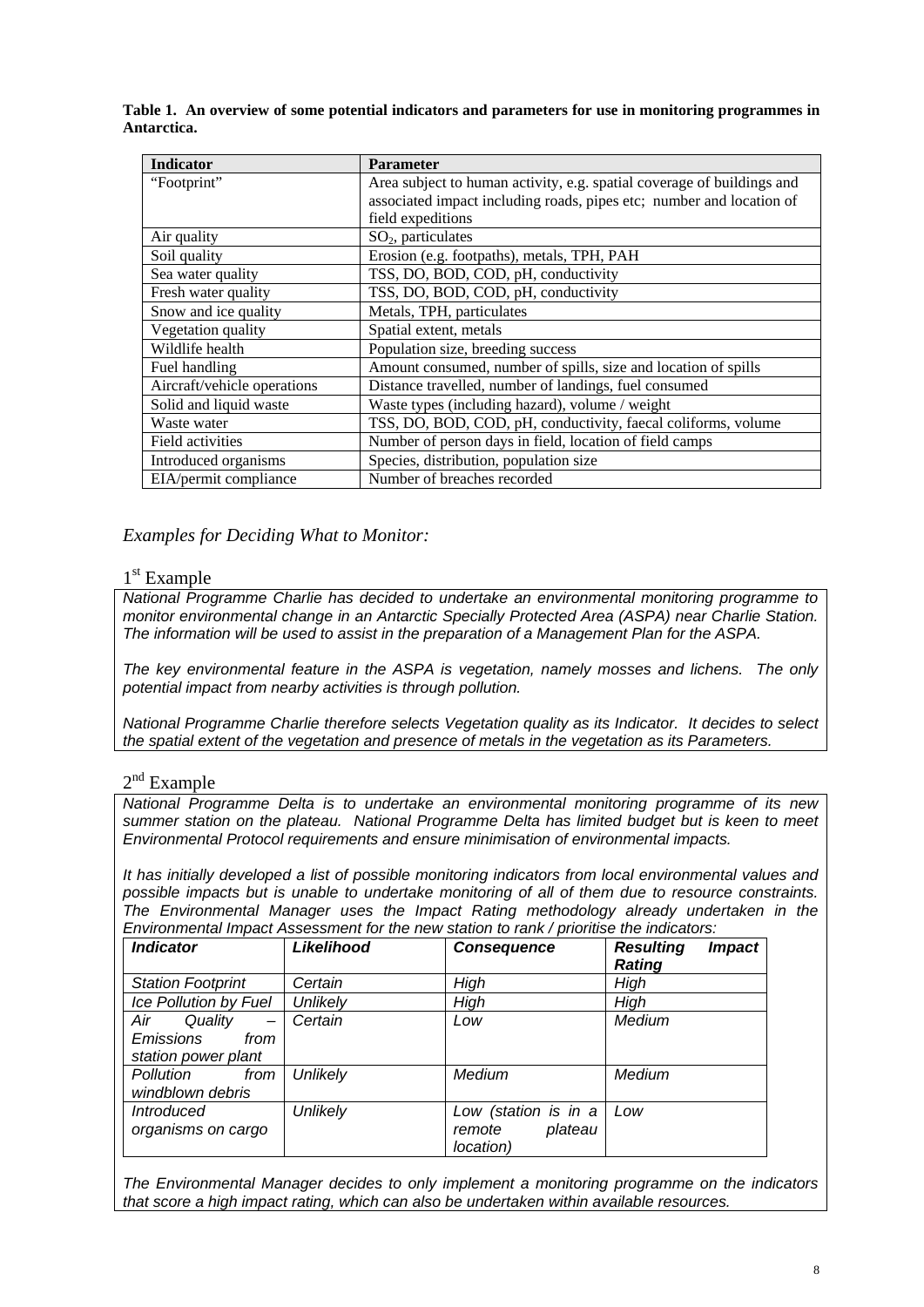**Table 1. An overview of some potential indicators and parameters for use in monitoring programmes in Antarctica.**

| Indicator | Parameter |
|---|---|
| "Footprint" | Area subject to human activity, e.g. spatial coverage of buildings and associated impact including roads, pipes etc; number and location of field expeditions |
| Air quality | $SO_2$, particulates |
| Soil quality | Erosion (e.g. footpaths), metals, TPH, PAH |
| Sea water quality | TSS, DO, BOD, COD, pH, conductivity |
| Fresh water quality | TSS, DO, BOD, COD, pH, conductivity |
| Snow and ice quality | Metals, TPH, particulates |
| Vegetation quality | Spatial extent, metals |
| Wildlife health | Population size, breeding success |
| Fuel handling | Amount consumed, number of spills, size and location of spills |
| Aircraft/vehicle operations | Distance travelled, number of landings, fuel consumed |
| Solid and liquid waste | Waste types (including hazard), volume / weight |
| Waste water | TSS, DO, BOD, COD, pH, conductivity, faecal coliforms, volume |
| Field activities | Number of person days in field, location of field camps |
| Introduced organisms | Species, distribution, population size |
| EIA/permit compliance | Number of breaches recorded |

## *Examples for Deciding What to Monitor:*

### 1st Example

*National Programme Charlie has decided to undertake an environmental monitoring programme to monitor environmental change in an Antarctic Specially Protected Area (ASPA) near Charlie Station. The information will be used to assist in the preparation of a Management Plan for the ASPA.*

*The key environmental feature in the ASPA is vegetation, namely mosses and lichens. The only potential impact from nearby activities is through pollution.*

*National Programme Charlie therefore selects Vegetation quality as its Indicator. It decides to select the spatial extent of the vegetation and presence of metals in the vegetation as its Parameters.*

### 2nd Example

*National Programme Delta is to undertake an environmental monitoring programme of its new summer station on the plateau. National Programme Delta has limited budget but is keen to meet Environmental Protocol requirements and ensure minimisation of environmental impacts.*

*It has initially developed a list of possible monitoring indicators from local environmental values and possible impacts but is unable to undertake monitoring of all of them due to resource constraints. The Environmental Manager uses the Impact Rating methodology already undertaken in the Environmental Impact Assessment for the new station to rank / prioritise the indicators:*

| ***Indicator*** | ***Likelihood*** | ***Consequence*** | ***Resulting Impact Rating*** |
|---|---|---|---|
| *Station Footprint* | *Certain* | *High* | *High* |
| *Ice Pollution by Fuel* | *Unlikely* | *High* | *High* |
| *Air Quality – Emissions from station power plant* | *Certain* | *Low* | *Medium* |
| *Pollution from windblown debris* | *Unlikely* | *Medium* | *Medium* |
| *Introduced organisms on cargo* | *Unlikely* | *Low (station is in a remote plateau location)* | *Low* |

*The Environmental Manager decides to only implement a monitoring programme on the indicators that score a high impact rating, which can also be undertaken within available resources.*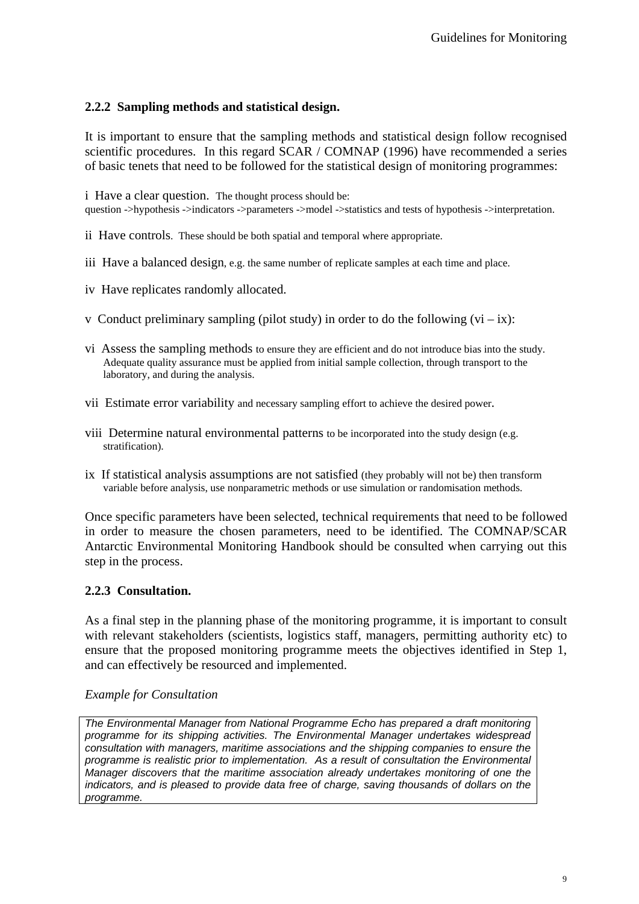### 2.2.2 Sampling methods and statistical design.

It is important to ensure that the sampling methods and statistical design follow recognised scientific procedures. In this regard SCAR / COMNAP (1996) have recommended a series of basic tenets that need to be followed for the statistical design of monitoring programmes:

i Have a clear question. The thought process should be:
question ->hypothesis ->indicators ->parameters ->model ->statistics and tests of hypothesis ->interpretation.

ii Have controls. These should be both spatial and temporal where appropriate.

iii Have a balanced design, e.g. the same number of replicate samples at each time and place.

iv Have replicates randomly allocated.

v Conduct preliminary sampling (pilot study) in order to do the following (vi – ix):

vi Assess the sampling methods to ensure they are efficient and do not introduce bias into the study. Adequate quality assurance must be applied from initial sample collection, through transport to the laboratory, and during the analysis.

vii Estimate error variability and necessary sampling effort to achieve the desired power.

viii Determine natural environmental patterns to be incorporated into the study design (e.g. stratification).

ix If statistical analysis assumptions are not satisfied (they probably will not be) then transform variable before analysis, use nonparametric methods or use simulation or randomisation methods.

Once specific parameters have been selected, technical requirements that need to be followed in order to measure the chosen parameters, need to be identified. The COMNAP/SCAR Antarctic Environmental Monitoring Handbook should be consulted when carrying out this step in the process.

### 2.2.3 Consultation.

As a final step in the planning phase of the monitoring programme, it is important to consult with relevant stakeholders (scientists, logistics staff, managers, permitting authority etc) to ensure that the proposed monitoring programme meets the objectives identified in Step 1, and can effectively be resourced and implemented.

*Example for Consultation*

*The Environmental Manager from National Programme Echo has prepared a draft monitoring programme for its shipping activities. The Environmental Manager undertakes widespread consultation with managers, maritime associations and the shipping companies to ensure the programme is realistic prior to implementation. As a result of consultation the Environmental Manager discovers that the maritime association already undertakes monitoring of one the indicators, and is pleased to provide data free of charge, saving thousands of dollars on the programme.*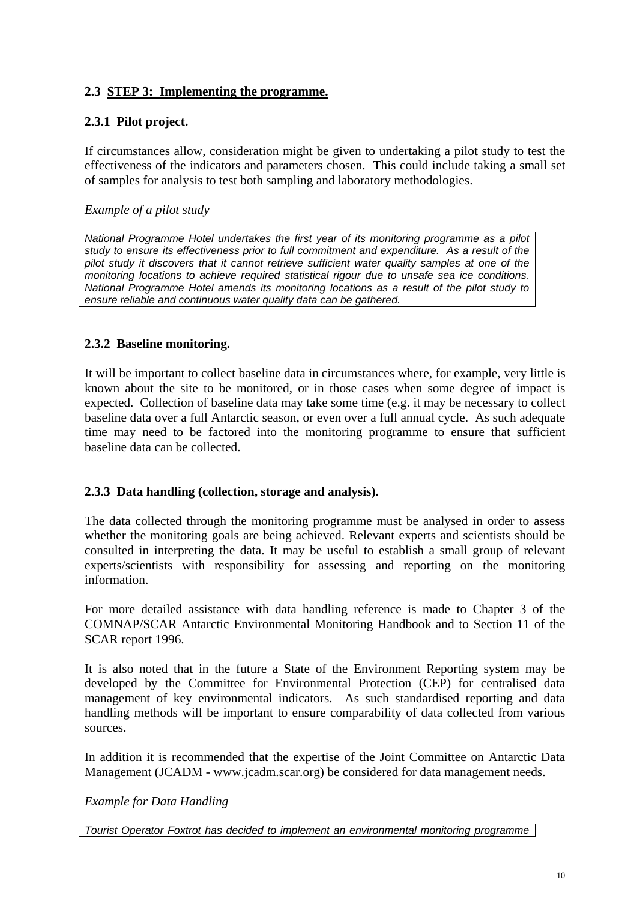## 2.3 STEP 3: Implementing the programme.

### 2.3.1 Pilot project.

If circumstances allow, consideration might be given to undertaking a pilot study to test the effectiveness of the indicators and parameters chosen. This could include taking a small set of samples for analysis to test both sampling and laboratory methodologies.

*Example of a pilot study*

> *National Programme Hotel undertakes the first year of its monitoring programme as a pilot study to ensure its effectiveness prior to full commitment and expenditure. As a result of the pilot study it discovers that it cannot retrieve sufficient water quality samples at one of the monitoring locations to achieve required statistical rigour due to unsafe sea ice conditions. National Programme Hotel amends its monitoring locations as a result of the pilot study to ensure reliable and continuous water quality data can be gathered.*

### 2.3.2 Baseline monitoring.

It will be important to collect baseline data in circumstances where, for example, very little is known about the site to be monitored, or in those cases when some degree of impact is expected. Collection of baseline data may take some time (e.g. it may be necessary to collect baseline data over a full Antarctic season, or even over a full annual cycle. As such adequate time may need to be factored into the monitoring programme to ensure that sufficient baseline data can be collected.

### 2.3.3 Data handling (collection, storage and analysis).

The data collected through the monitoring programme must be analysed in order to assess whether the monitoring goals are being achieved. Relevant experts and scientists should be consulted in interpreting the data. It may be useful to establish a small group of relevant experts/scientists with responsibility for assessing and reporting on the monitoring information.

For more detailed assistance with data handling reference is made to Chapter 3 of the COMNAP/SCAR Antarctic Environmental Monitoring Handbook and to Section 11 of the SCAR report 1996.

It is also noted that in the future a State of the Environment Reporting system may be developed by the Committee for Environmental Protection (CEP) for centralised data management of key environmental indicators. As such standardised reporting and data handling methods will be important to ensure comparability of data collected from various sources.

In addition it is recommended that the expertise of the Joint Committee on Antarctic Data Management (JCADM - www.jcadm.scar.org) be considered for data management needs.

*Example for Data Handling*

> *Tourist Operator Foxtrot has decided to implement an environmental monitoring programme*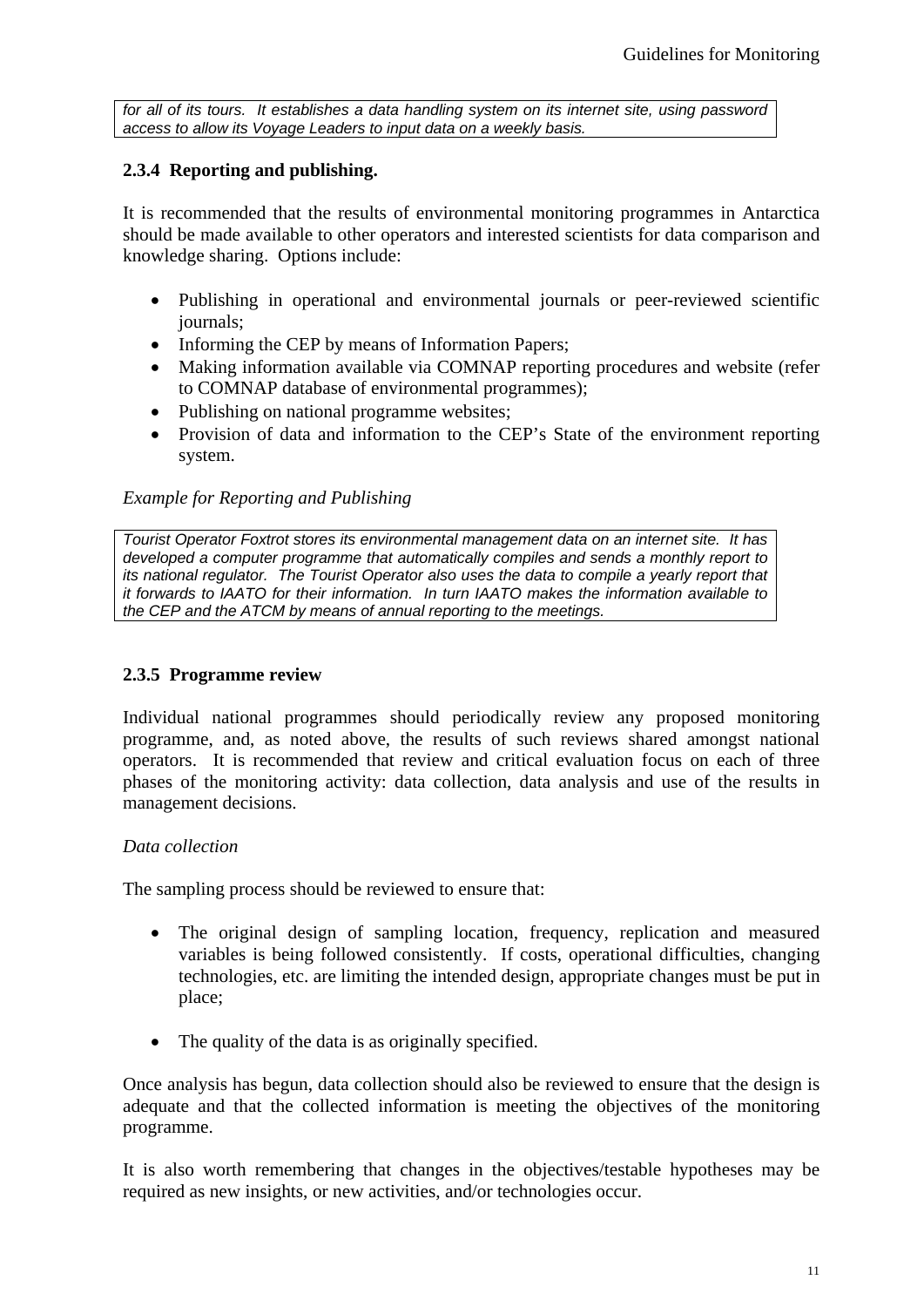*for all of its tours. It establishes a data handling system on its internet site, using password access to allow its Voyage Leaders to input data on a weekly basis.*

### 2.3.4 Reporting and publishing.

It is recommended that the results of environmental monitoring programmes in Antarctica should be made available to other operators and interested scientists for data comparison and knowledge sharing. Options include:

- Publishing in operational and environmental journals or peer-reviewed scientific journals;
- Informing the CEP by means of Information Papers;
- Making information available via COMNAP reporting procedures and website (refer to COMNAP database of environmental programmes);
- Publishing on national programme websites;
- Provision of data and information to the CEP's State of the environment reporting system.

*Example for Reporting and Publishing*

*Tourist Operator Foxtrot stores its environmental management data on an internet site. It has developed a computer programme that automatically compiles and sends a monthly report to its national regulator. The Tourist Operator also uses the data to compile a yearly report that it forwards to IAATO for their information. In turn IAATO makes the information available to the CEP and the ATCM by means of annual reporting to the meetings.*

### 2.3.5 Programme review

Individual national programmes should periodically review any proposed monitoring programme, and, as noted above, the results of such reviews shared amongst national operators. It is recommended that review and critical evaluation focus on each of three phases of the monitoring activity: data collection, data analysis and use of the results in management decisions.

*Data collection*

The sampling process should be reviewed to ensure that:

- The original design of sampling location, frequency, replication and measured variables is being followed consistently. If costs, operational difficulties, changing technologies, etc. are limiting the intended design, appropriate changes must be put in place;
- The quality of the data is as originally specified.

Once analysis has begun, data collection should also be reviewed to ensure that the design is adequate and that the collected information is meeting the objectives of the monitoring programme.

It is also worth remembering that changes in the objectives/testable hypotheses may be required as new insights, or new activities, and/or technologies occur.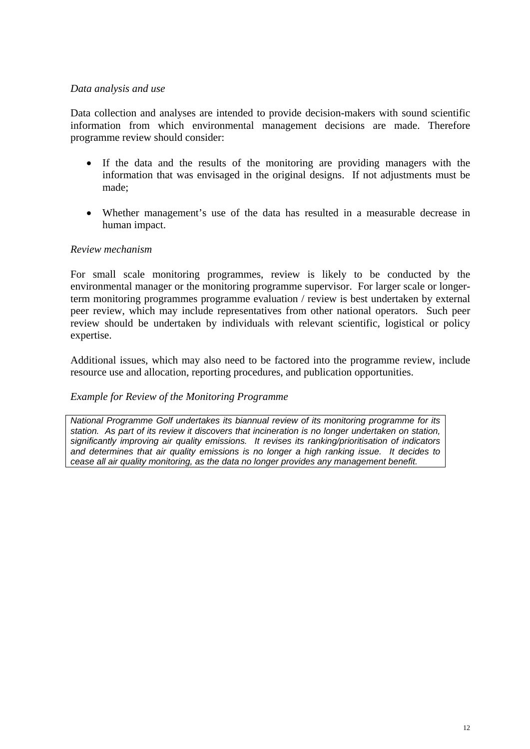*Data analysis and use*

Data collection and analyses are intended to provide decision-makers with sound scientific information from which environmental management decisions are made. Therefore programme review should consider:

- If the data and the results of the monitoring are providing managers with the information that was envisaged in the original designs. If not adjustments must be made;

- Whether management's use of the data has resulted in a measurable decrease in human impact.

*Review mechanism*

For small scale monitoring programmes, review is likely to be conducted by the environmental manager or the monitoring programme supervisor. For larger scale or longer-term monitoring programmes programme evaluation / review is best undertaken by external peer review, which may include representatives from other national operators. Such peer review should be undertaken by individuals with relevant scientific, logistical or policy expertise.

Additional issues, which may also need to be factored into the programme review, include resource use and allocation, reporting procedures, and publication opportunities.

*Example for Review of the Monitoring Programme*

| *National Programme Golf undertakes its biannual review of its monitoring programme for its station. As part of its review it discovers that incineration is no longer undertaken on station, significantly improving air quality emissions. It revises its ranking/prioritisation of indicators and determines that air quality emissions is no longer a high ranking issue. It decides to cease all air quality monitoring, as the data no longer provides any management benefit.* |
|---|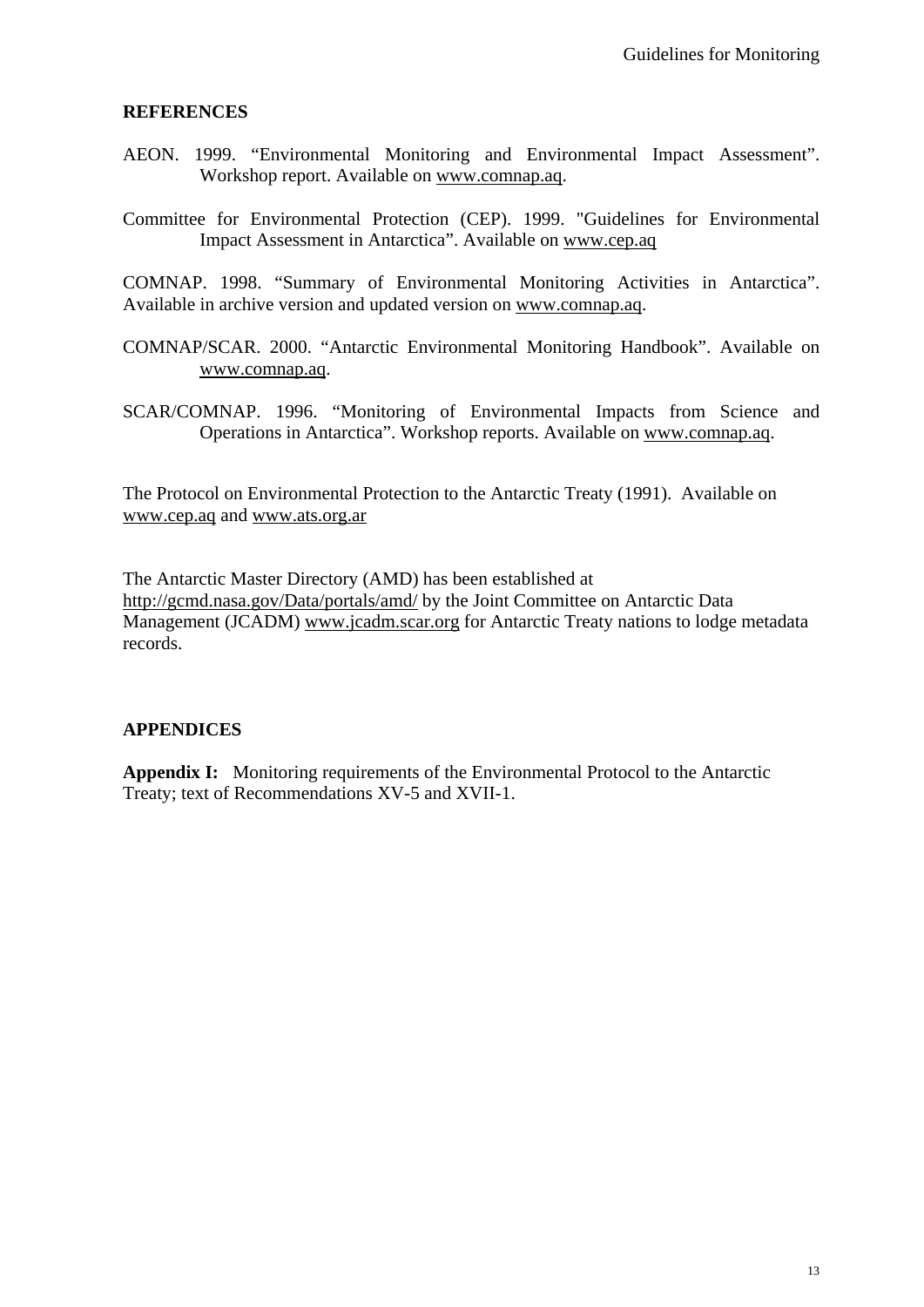## REFERENCES

AEON. 1999. "Environmental Monitoring and Environmental Impact Assessment". Workshop report. Available on www.comnap.aq.

Committee for Environmental Protection (CEP). 1999. "Guidelines for Environmental Impact Assessment in Antarctica". Available on www.cep.aq

COMNAP. 1998. "Summary of Environmental Monitoring Activities in Antarctica". Available in archive version and updated version on www.comnap.aq.

COMNAP/SCAR. 2000. "Antarctic Environmental Monitoring Handbook". Available on www.comnap.aq.

SCAR/COMNAP. 1996. "Monitoring of Environmental Impacts from Science and Operations in Antarctica". Workshop reports. Available on www.comnap.aq.

The Protocol on Environmental Protection to the Antarctic Treaty (1991). Available on www.cep.aq and www.ats.org.ar

The Antarctic Master Directory (AMD) has been established at http://gcmd.nasa.gov/Data/portals/amd/ by the Joint Committee on Antarctic Data Management (JCADM) www.jcadm.scar.org for Antarctic Treaty nations to lodge metadata records.

## APPENDICES

**Appendix I:** Monitoring requirements of the Environmental Protocol to the Antarctic Treaty; text of Recommendations XV-5 and XVII-1.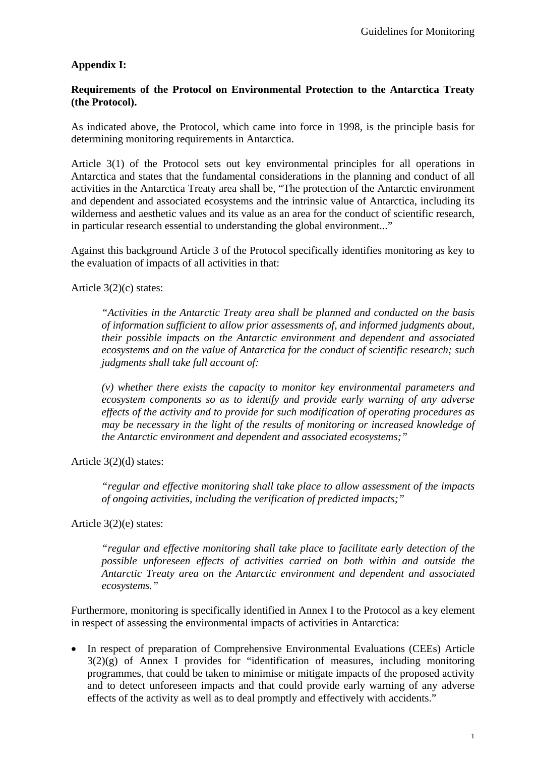**Appendix I:**

**Requirements of the Protocol on Environmental Protection to the Antarctica Treaty (the Protocol).**

As indicated above, the Protocol, which came into force in 1998, is the principle basis for determining monitoring requirements in Antarctica.

Article 3(1) of the Protocol sets out key environmental principles for all operations in Antarctica and states that the fundamental considerations in the planning and conduct of all activities in the Antarctica Treaty area shall be, "The protection of the Antarctic environment and dependent and associated ecosystems and the intrinsic value of Antarctica, including its wilderness and aesthetic values and its value as an area for the conduct of scientific research, in particular research essential to understanding the global environment..."

Against this background Article 3 of the Protocol specifically identifies monitoring as key to the evaluation of impacts of all activities in that:

Article 3(2)(c) states:

> *"Activities in the Antarctic Treaty area shall be planned and conducted on the basis of information sufficient to allow prior assessments of, and informed judgments about, their possible impacts on the Antarctic environment and dependent and associated ecosystems and on the value of Antarctica for the conduct of scientific research; such judgments shall take full account of:*
>
> *(v) whether there exists the capacity to monitor key environmental parameters and ecosystem components so as to identify and provide early warning of any adverse effects of the activity and to provide for such modification of operating procedures as may be necessary in the light of the results of monitoring or increased knowledge of the Antarctic environment and dependent and associated ecosystems;"*

Article 3(2)(d) states:

> *"regular and effective monitoring shall take place to allow assessment of the impacts of ongoing activities, including the verification of predicted impacts;"*

Article 3(2)(e) states:

> *"regular and effective monitoring shall take place to facilitate early detection of the possible unforeseen effects of activities carried on both within and outside the Antarctic Treaty area on the Antarctic environment and dependent and associated ecosystems."*

Furthermore, monitoring is specifically identified in Annex I to the Protocol as a key element in respect of assessing the environmental impacts of activities in Antarctica:

- In respect of preparation of Comprehensive Environmental Evaluations (CEEs) Article 3(2)(g) of Annex I provides for "identification of measures, including monitoring programmes, that could be taken to minimise or mitigate impacts of the proposed activity and to detect unforeseen impacts and that could provide early warning of any adverse effects of the activity as well as to deal promptly and effectively with accidents."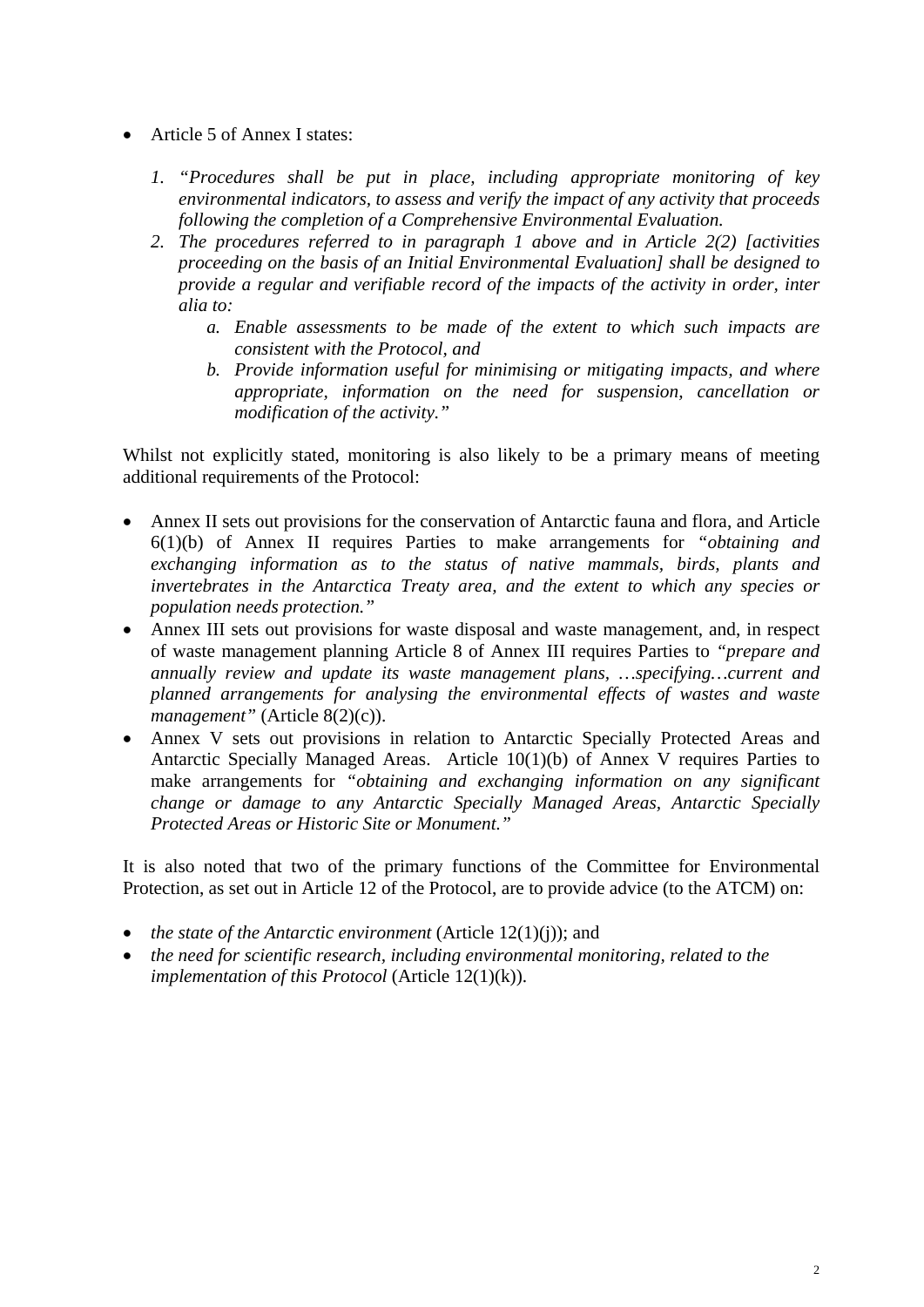- Article 5 of Annex I states:

    1. *"Procedures shall be put in place, including appropriate monitoring of key environmental indicators, to assess and verify the impact of any activity that proceeds following the completion of a Comprehensive Environmental Evaluation.*
    2. *The procedures referred to in paragraph 1 above and in Article 2(2) [activities proceeding on the basis of an Initial Environmental Evaluation] shall be designed to provide a regular and verifiable record of the impacts of the activity in order, inter alia to:*
        a. *Enable assessments to be made of the extent to which such impacts are consistent with the Protocol, and*
        b. *Provide information useful for minimising or mitigating impacts, and where appropriate, information on the need for suspension, cancellation or modification of the activity."*

Whilst not explicitly stated, monitoring is also likely to be a primary means of meeting additional requirements of the Protocol:

- Annex II sets out provisions for the conservation of Antarctic fauna and flora, and Article 6(1)(b) of Annex II requires Parties to make arrangements for *"obtaining and exchanging information as to the status of native mammals, birds, plants and invertebrates in the Antarctica Treaty area, and the extent to which any species or population needs protection."*
- Annex III sets out provisions for waste disposal and waste management, and, in respect of waste management planning Article 8 of Annex III requires Parties to *"prepare and annually review and update its waste management plans, …specifying…current and planned arrangements for analysing the environmental effects of wastes and waste management"* (Article 8(2)(c)).
- Annex V sets out provisions in relation to Antarctic Specially Protected Areas and Antarctic Specially Managed Areas. Article 10(1)(b) of Annex V requires Parties to make arrangements for *"obtaining and exchanging information on any significant change or damage to any Antarctic Specially Managed Areas, Antarctic Specially Protected Areas or Historic Site or Monument."*

It is also noted that two of the primary functions of the Committee for Environmental Protection, as set out in Article 12 of the Protocol, are to provide advice (to the ATCM) on:

- *the state of the Antarctic environment* (Article 12(1)(j)); and
- *the need for scientific research, including environmental monitoring, related to the implementation of this Protocol* (Article 12(1)(k)).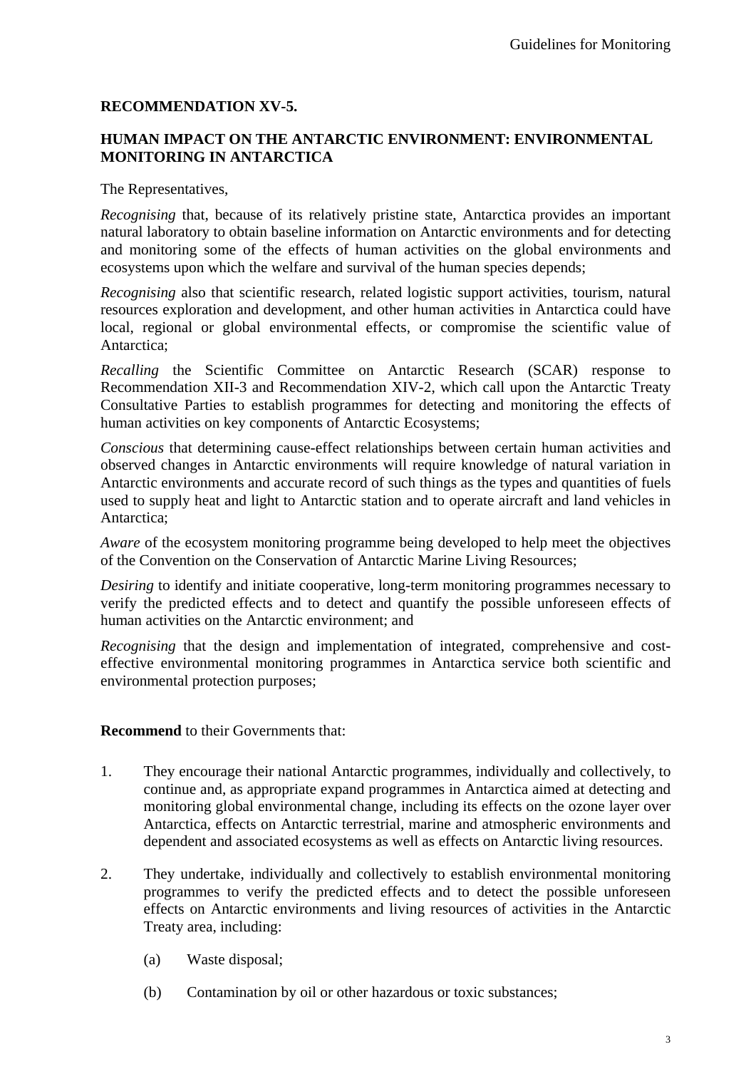**RECOMMENDATION XV-5.**

**HUMAN IMPACT ON THE ANTARCTIC ENVIRONMENT: ENVIRONMENTAL MONITORING IN ANTARCTICA**

The Representatives,

*Recognising* that, because of its relatively pristine state, Antarctica provides an important natural laboratory to obtain baseline information on Antarctic environments and for detecting and monitoring some of the effects of human activities on the global environments and ecosystems upon which the welfare and survival of the human species depends;

*Recognising* also that scientific research, related logistic support activities, tourism, natural resources exploration and development, and other human activities in Antarctica could have local, regional or global environmental effects, or compromise the scientific value of Antarctica;

*Recalling* the Scientific Committee on Antarctic Research (SCAR) response to Recommendation XII-3 and Recommendation XIV-2, which call upon the Antarctic Treaty Consultative Parties to establish programmes for detecting and monitoring the effects of human activities on key components of Antarctic Ecosystems;

*Conscious* that determining cause-effect relationships between certain human activities and observed changes in Antarctic environments will require knowledge of natural variation in Antarctic environments and accurate record of such things as the types and quantities of fuels used to supply heat and light to Antarctic station and to operate aircraft and land vehicles in Antarctica;

*Aware* of the ecosystem monitoring programme being developed to help meet the objectives of the Convention on the Conservation of Antarctic Marine Living Resources;

*Desiring* to identify and initiate cooperative, long-term monitoring programmes necessary to verify the predicted effects and to detect and quantify the possible unforeseen effects of human activities on the Antarctic environment; and

*Recognising* that the design and implementation of integrated, comprehensive and cost-effective environmental monitoring programmes in Antarctica service both scientific and environmental protection purposes;

**Recommend** to their Governments that:

1. They encourage their national Antarctic programmes, individually and collectively, to continue and, as appropriate expand programmes in Antarctica aimed at detecting and monitoring global environmental change, including its effects on the ozone layer over Antarctica, effects on Antarctic terrestrial, marine and atmospheric environments and dependent and associated ecosystems as well as effects on Antarctic living resources.

2. They undertake, individually and collectively to establish environmental monitoring programmes to verify the predicted effects and to detect the possible unforeseen effects on Antarctic environments and living resources of activities in the Antarctic Treaty area, including:

   (a) Waste disposal;

   (b) Contamination by oil or other hazardous or toxic substances;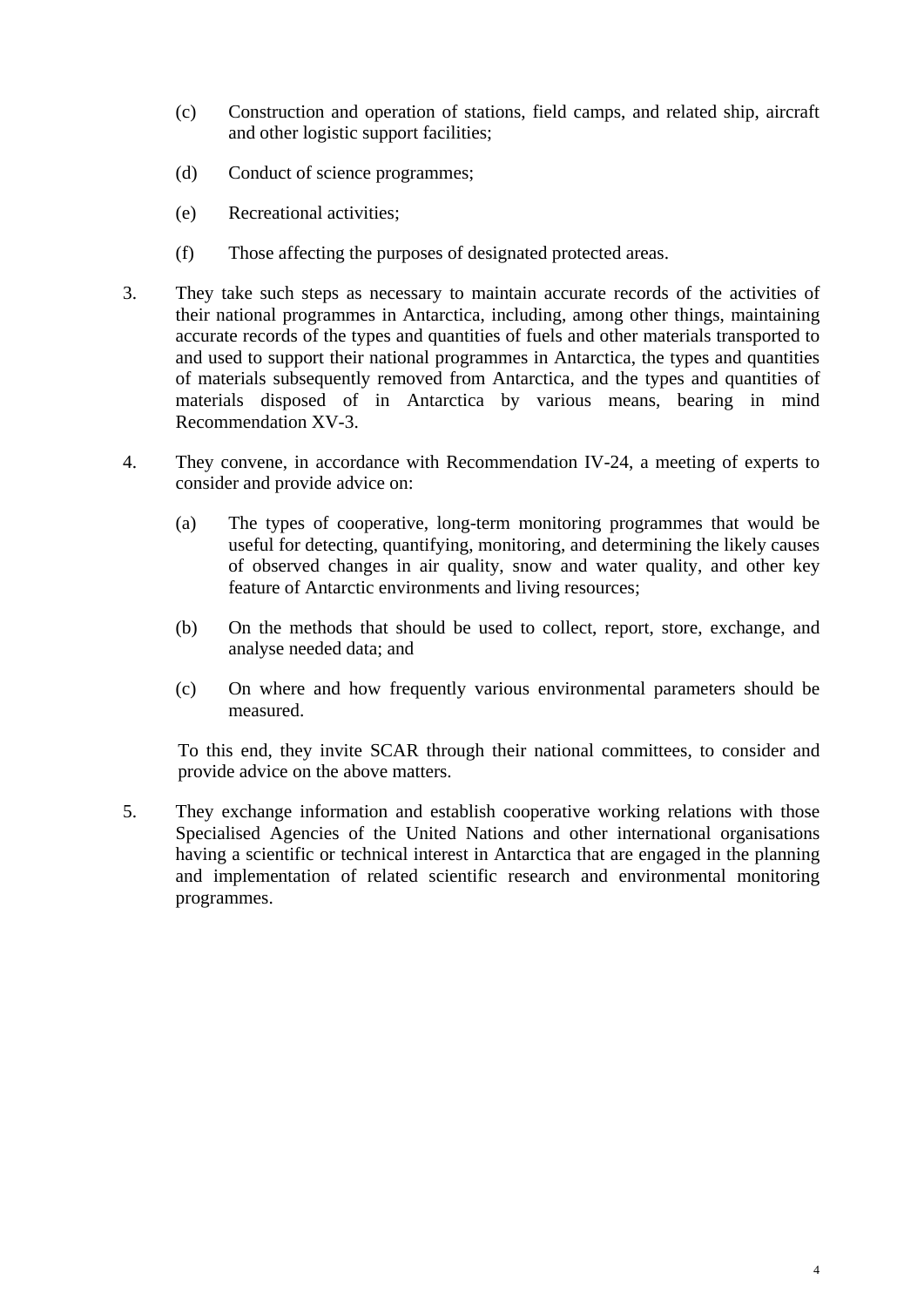(c) Construction and operation of stations, field camps, and related ship, aircraft and other logistic support facilities;

(d) Conduct of science programmes;

(e) Recreational activities;

(f) Those affecting the purposes of designated protected areas.

3. They take such steps as necessary to maintain accurate records of the activities of their national programmes in Antarctica, including, among other things, maintaining accurate records of the types and quantities of fuels and other materials transported to and used to support their national programmes in Antarctica, the types and quantities of materials subsequently removed from Antarctica, and the types and quantities of materials disposed of in Antarctica by various means, bearing in mind Recommendation XV-3.

4. They convene, in accordance with Recommendation IV-24, a meeting of experts to consider and provide advice on:

   (a) The types of cooperative, long-term monitoring programmes that would be useful for detecting, quantifying, monitoring, and determining the likely causes of observed changes in air quality, snow and water quality, and other key feature of Antarctic environments and living resources;

   (b) On the methods that should be used to collect, report, store, exchange, and analyse needed data; and

   (c) On where and how frequently various environmental parameters should be measured.

   To this end, they invite SCAR through their national committees, to consider and provide advice on the above matters.

5. They exchange information and establish cooperative working relations with those Specialised Agencies of the United Nations and other international organisations having a scientific or technical interest in Antarctica that are engaged in the planning and implementation of related scientific research and environmental monitoring programmes.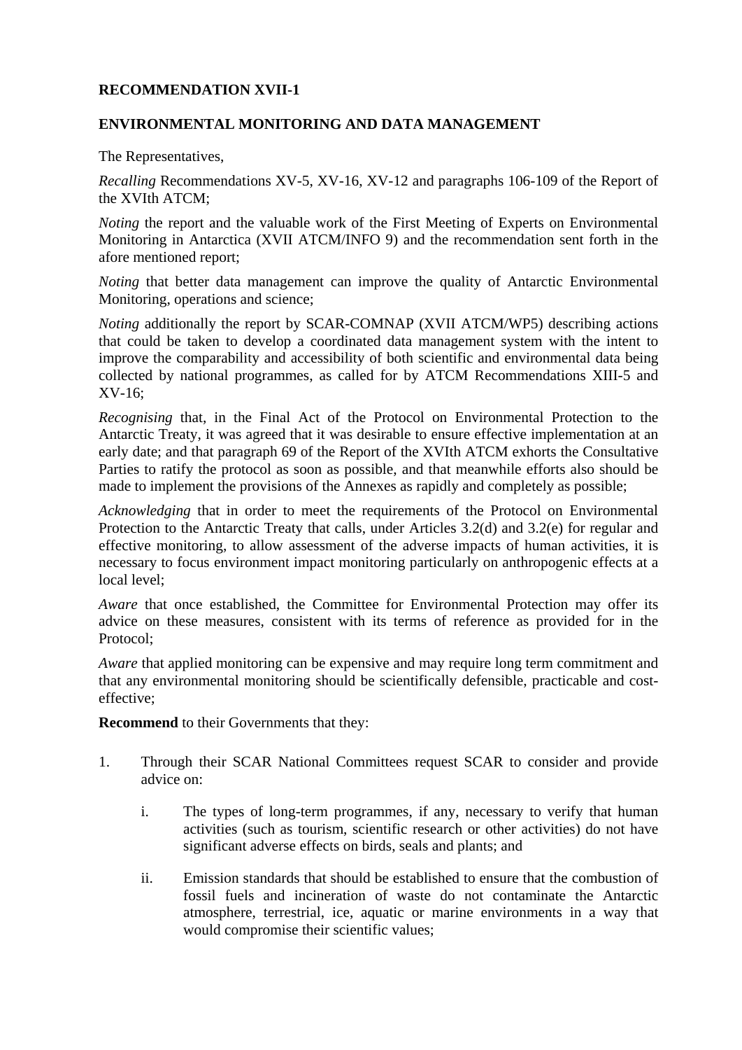**RECOMMENDATION XVII-1**

**ENVIRONMENTAL MONITORING AND DATA MANAGEMENT**

The Representatives,

*Recalling* Recommendations XV-5, XV-16, XV-12 and paragraphs 106-109 of the Report of the XVIth ATCM;

*Noting* the report and the valuable work of the First Meeting of Experts on Environmental Monitoring in Antarctica (XVII ATCM/INFO 9) and the recommendation sent forth in the afore mentioned report;

*Noting* that better data management can improve the quality of Antarctic Environmental Monitoring, operations and science;

*Noting* additionally the report by SCAR-COMNAP (XVII ATCM/WP5) describing actions that could be taken to develop a coordinated data management system with the intent to improve the comparability and accessibility of both scientific and environmental data being collected by national programmes, as called for by ATCM Recommendations XIII-5 and XV-16;

*Recognising* that, in the Final Act of the Protocol on Environmental Protection to the Antarctic Treaty, it was agreed that it was desirable to ensure effective implementation at an early date; and that paragraph 69 of the Report of the XVIth ATCM exhorts the Consultative Parties to ratify the protocol as soon as possible, and that meanwhile efforts also should be made to implement the provisions of the Annexes as rapidly and completely as possible;

*Acknowledging* that in order to meet the requirements of the Protocol on Environmental Protection to the Antarctic Treaty that calls, under Articles 3.2(d) and 3.2(e) for regular and effective monitoring, to allow assessment of the adverse impacts of human activities, it is necessary to focus environment impact monitoring particularly on anthropogenic effects at a local level;

*Aware* that once established, the Committee for Environmental Protection may offer its advice on these measures, consistent with its terms of reference as provided for in the Protocol;

*Aware* that applied monitoring can be expensive and may require long term commitment and that any environmental monitoring should be scientifically defensible, practicable and cost-effective;

**Recommend** to their Governments that they:

1. Through their SCAR National Committees request SCAR to consider and provide advice on:

   i. The types of long-term programmes, if any, necessary to verify that human activities (such as tourism, scientific research or other activities) do not have significant adverse effects on birds, seals and plants; and

   ii. Emission standards that should be established to ensure that the combustion of fossil fuels and incineration of waste do not contaminate the Antarctic atmosphere, terrestrial, ice, aquatic or marine environments in a way that would compromise their scientific values;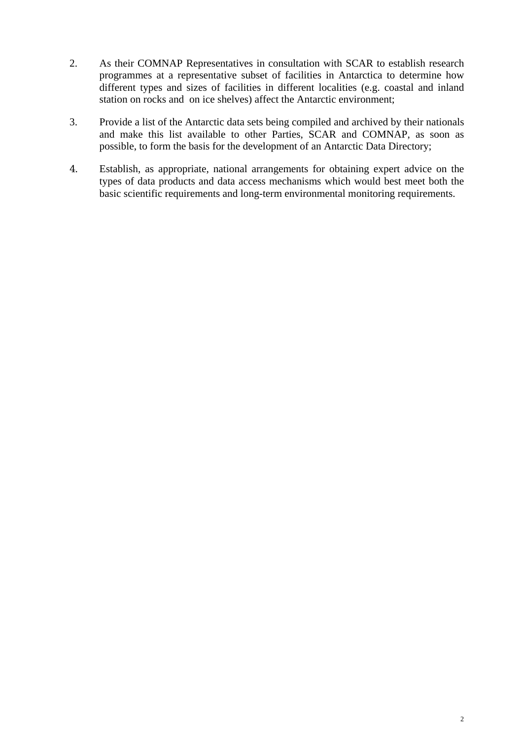2. As their COMNAP Representatives in consultation with SCAR to establish research programmes at a representative subset of facilities in Antarctica to determine how different types and sizes of facilities in different localities (e.g. coastal and inland station on rocks and  on ice shelves) affect the Antarctic environment;

3. Provide a list of the Antarctic data sets being compiled and archived by their nationals and make this list available to other Parties, SCAR and COMNAP, as soon as possible, to form the basis for the development of an Antarctic Data Directory;

4. Establish, as appropriate, national arrangements for obtaining expert advice on the types of data products and data access mechanisms which would best meet both the basic scientific requirements and long-term environmental monitoring requirements.